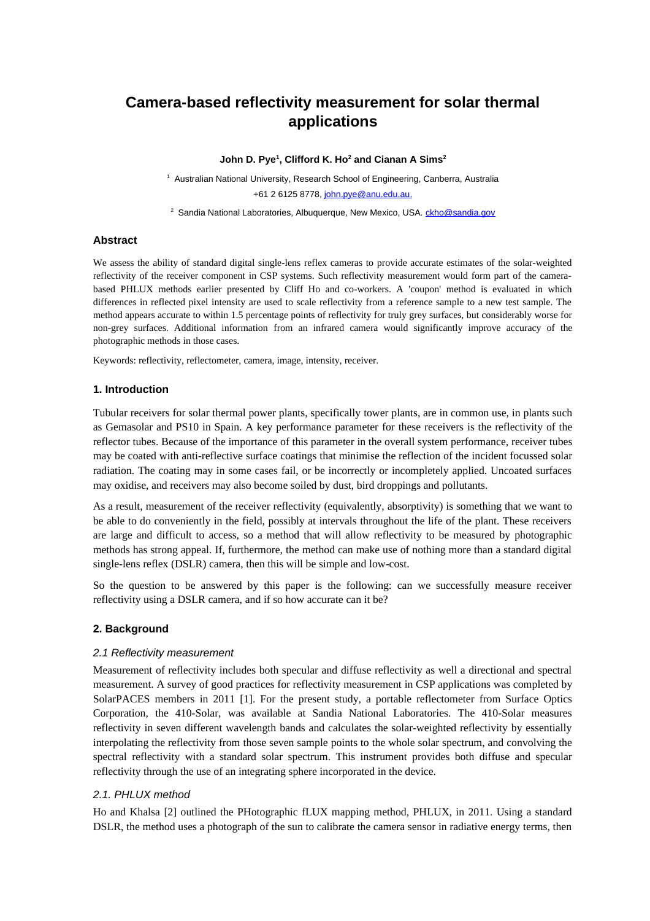# Camera-based reflectivity measurement for solar thermal applications

**John D. Pye[1], Clifford K. Ho[2] and Cianan A Sims[2]**

[1] Australian National University, Research School of Engineering, Canberra, Australia +61 2 6125 8778, john.pye@anu.edu.au.

[2] Sandia National Laboratories, Albuquerque, New Mexico, USA. ckho@sandia.gov

## Abstract

We assess the ability of standard digital single-lens reflex cameras to provide accurate estimates of the solar-weighted reflectivity of the receiver component in CSP systems. Such reflectivity measurement would form part of the camera-based PHLUX methods earlier presented by Cliff Ho and co-workers. A 'coupon' method is evaluated in which differences in reflected pixel intensity are used to scale reflectivity from a reference sample to a new test sample. The method appears accurate to within 1.5 percentage points of reflectivity for truly grey surfaces, but considerably worse for non-grey surfaces. Additional information from an infrared camera would significantly improve accuracy of the photographic methods in those cases.

Keywords: reflectivity, reflectometer, camera, image, intensity, receiver.

## 1. Introduction

Tubular receivers for solar thermal power plants, specifically tower plants, are in common use, in plants such as Gemasolar and PS10 in Spain. A key performance parameter for these receivers is the reflectivity of the reflector tubes. Because of the importance of this parameter in the overall system performance, receiver tubes may be coated with anti-reflective surface coatings that minimise the reflection of the incident focussed solar radiation. The coating may in some cases fail, or be incorrectly or incompletely applied. Uncoated surfaces may oxidise, and receivers may also become soiled by dust, bird droppings and pollutants.

As a result, measurement of the receiver reflectivity (equivalently, absorptivity) is something that we want to be able to do conveniently in the field, possibly at intervals throughout the life of the plant. These receivers are large and difficult to access, so a method that will allow reflectivity to be measured by photographic methods has strong appeal. If, furthermore, the method can make use of nothing more than a standard digital single-lens reflex (DSLR) camera, then this will be simple and low-cost.

So the question to be answered by this paper is the following: can we successfully measure receiver reflectivity using a DSLR camera, and if so how accurate can it be?

## 2. Background

### *2.1 Reflectivity measurement*

Measurement of reflectivity includes both specular and diffuse reflectivity as well a directional and spectral measurement. A survey of good practices for reflectivity measurement in CSP applications was completed by SolarPACES members in 2011 [1]. For the present study, a portable reflectometer from Surface Optics Corporation, the 410-Solar, was available at Sandia National Laboratories. The 410-Solar measures reflectivity in seven different wavelength bands and calculates the solar-weighted reflectivity by essentially interpolating the reflectivity from those seven sample points to the whole solar spectrum, and convolving the spectral reflectivity with a standard solar spectrum. This instrument provides both diffuse and specular reflectivity through the use of an integrating sphere incorporated in the device.

### *2.1. PHLUX method*

Ho and Khalsa [2] outlined the PHotographic fLUX mapping method, PHLUX, in 2011. Using a standard DSLR, the method uses a photograph of the sun to calibrate the camera sensor in radiative energy terms, then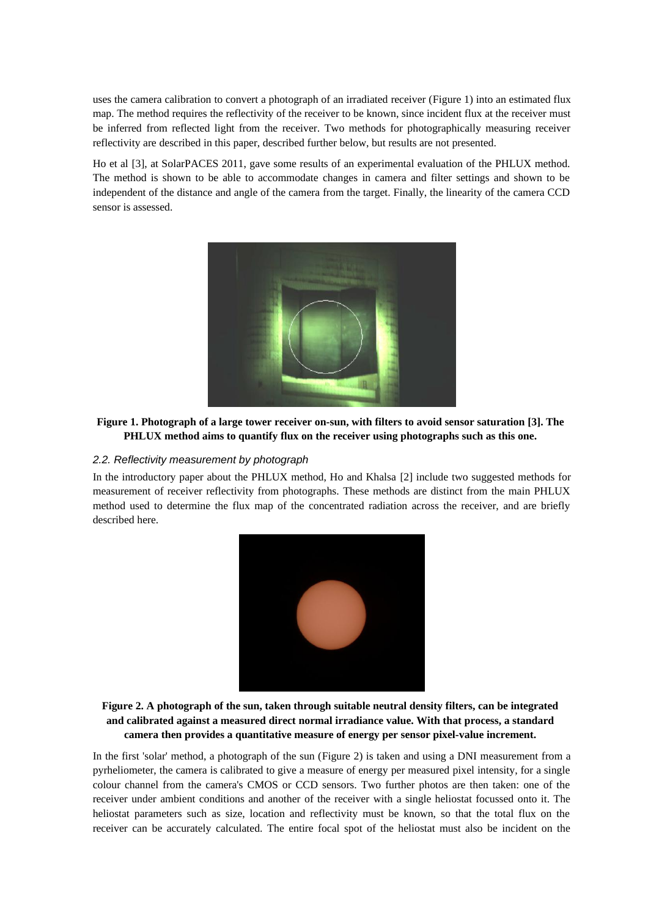uses the camera calibration to convert a photograph of an irradiated receiver (Figure 1) into an estimated flux map. The method requires the reflectivity of the receiver to be known, since incident flux at the receiver must be inferred from reflected light from the receiver. Two methods for photographically measuring receiver reflectivity are described in this paper, described further below, but results are not presented.

Ho et al [3], at SolarPACES 2011, gave some results of an experimental evaluation of the PHLUX method. The method is shown to be able to accommodate changes in camera and filter settings and shown to be independent of the distance and angle of the camera from the target. Finally, the linearity of the camera CCD sensor is assessed.

**Figure 1. Photograph of a large tower receiver on-sun, with filters to avoid sensor saturation [3]. The PHLUX method aims to quantify flux on the receiver using photographs such as this one.**

### *2.2. Reflectivity measurement by photograph*

In the introductory paper about the PHLUX method, Ho and Khalsa [2] include two suggested methods for measurement of receiver reflectivity from photographs. These methods are distinct from the main PHLUX method used to determine the flux map of the concentrated radiation across the receiver, and are briefly described here.

**Figure 2. A photograph of the sun, taken through suitable neutral density filters, can be integrated and calibrated against a measured direct normal irradiance value. With that process, a standard camera then provides a quantitative measure of energy per sensor pixel-value increment.**

In the first 'solar' method, a photograph of the sun (Figure 2) is taken and using a DNI measurement from a pyrheliometer, the camera is calibrated to give a measure of energy per measured pixel intensity, for a single colour channel from the camera's CMOS or CCD sensors. Two further photos are then taken: one of the receiver under ambient conditions and another of the receiver with a single heliostat focussed onto it. The heliostat parameters such as size, location and reflectivity must be known, so that the total flux on the receiver can be accurately calculated. The entire focal spot of the heliostat must also be incident on the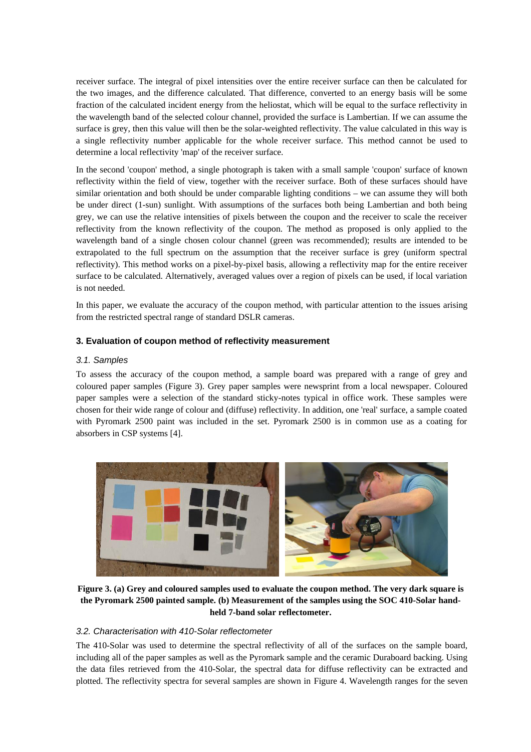receiver surface. The integral of pixel intensities over the entire receiver surface can then be calculated for the two images, and the difference calculated. That difference, converted to an energy basis will be some fraction of the calculated incident energy from the heliostat, which will be equal to the surface reflectivity in the wavelength band of the selected colour channel, provided the surface is Lambertian. If we can assume the surface is grey, then this value will then be the solar-weighted reflectivity. The value calculated in this way is a single reflectivity number applicable for the whole receiver surface. This method cannot be used to determine a local reflectivity 'map' of the receiver surface.

In the second 'coupon' method, a single photograph is taken with a small sample 'coupon' surface of known reflectivity within the field of view, together with the receiver surface. Both of these surfaces should have similar orientation and both should be under comparable lighting conditions – we can assume they will both be under direct (1-sun) sunlight. With assumptions of the surfaces both being Lambertian and both being grey, we can use the relative intensities of pixels between the coupon and the receiver to scale the receiver reflectivity from the known reflectivity of the coupon. The method as proposed is only applied to the wavelength band of a single chosen colour channel (green was recommended); results are intended to be extrapolated to the full spectrum on the assumption that the receiver surface is grey (uniform spectral reflectivity). This method works on a pixel-by-pixel basis, allowing a reflectivity map for the entire receiver surface to be calculated. Alternatively, averaged values over a region of pixels can be used, if local variation is not needed.

In this paper, we evaluate the accuracy of the coupon method, with particular attention to the issues arising from the restricted spectral range of standard DSLR cameras.

### 3. Evaluation of coupon method of reflectivity measurement

#### *3.1. Samples*

To assess the accuracy of the coupon method, a sample board was prepared with a range of grey and coloured paper samples (Figure 3). Grey paper samples were newsprint from a local newspaper. Coloured paper samples were a selection of the standard sticky-notes typical in office work. These samples were chosen for their wide range of colour and (diffuse) reflectivity. In addition, one 'real' surface, a sample coated with Pyromark 2500 paint was included in the set. Pyromark 2500 is in common use as a coating for absorbers in CSP systems [4].

**Figure 3. (a) Grey and coloured samples used to evaluate the coupon method. The very dark square is the Pyromark 2500 painted sample. (b) Measurement of the samples using the SOC 410-Solar hand-held 7-band solar reflectometer.**

#### *3.2. Characterisation with 410-Solar reflectometer*

The 410-Solar was used to determine the spectral reflectivity of all of the surfaces on the sample board, including all of the paper samples as well as the Pyromark sample and the ceramic Duraboard backing. Using the data files retrieved from the 410-Solar, the spectral data for diffuse reflectivity can be extracted and plotted. The reflectivity spectra for several samples are shown in Figure 4. Wavelength ranges for the seven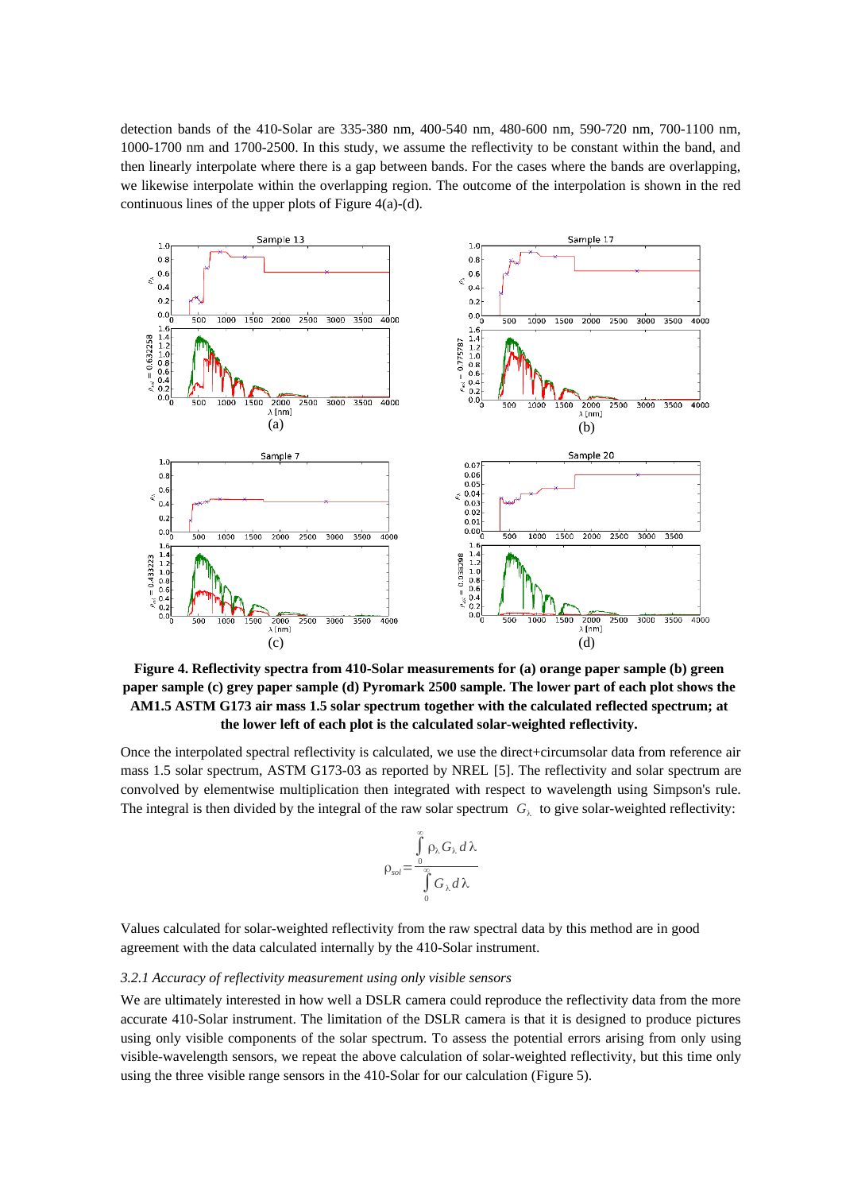detection bands of the 410-Solar are 335-380 nm, 400-540 nm, 480-600 nm, 590-720 nm, 700-1100 nm, 1000-1700 nm and 1700-2500. In this study, we assume the reflectivity to be constant within the band, and then linearly interpolate where there is a gap between bands. For the cases where the bands are overlapping, we likewise interpolate within the overlapping region. The outcome of the interpolation is shown in the red continuous lines of the upper plots of Figure 4(a)-(d).

**Figure 4. Reflectivity spectra from 410-Solar measurements for (a) orange paper sample (b) green paper sample (c) grey paper sample (d) Pyromark 2500 sample. The lower part of each plot shows the AM1.5 ASTM G173 air mass 1.5 solar spectrum together with the calculated reflected spectrum; at the lower left of each plot is the calculated solar-weighted reflectivity.**

Once the interpolated spectral reflectivity is calculated, we use the direct+circumsolar data from reference air mass 1.5 solar spectrum, ASTM G173-03 as reported by NREL [5]. The reflectivity and solar spectrum are convolved by elementwise multiplication then integrated with respect to wavelength using Simpson's rule. The integral is then divided by the integral of the raw solar spectrum $G_\lambda$ to give solar-weighted reflectivity:

$$\rho_{sol} = \frac{\int_0^\infty \rho_\lambda G_\lambda \, d\lambda}{\int_0^\infty G_\lambda \, d\lambda}$$

Values calculated for solar-weighted reflectivity from the raw spectral data by this method are in good agreement with the data calculated internally by the 410-Solar instrument.

### *3.2.1 Accuracy of reflectivity measurement using only visible sensors*

We are ultimately interested in how well a DSLR camera could reproduce the reflectivity data from the more accurate 410-Solar instrument. The limitation of the DSLR camera is that it is designed to produce pictures using only visible components of the solar spectrum. To assess the potential errors arising from only using visible-wavelength sensors, we repeat the above calculation of solar-weighted reflectivity, but this time only using the three visible range sensors in the 410-Solar for our calculation (Figure 5).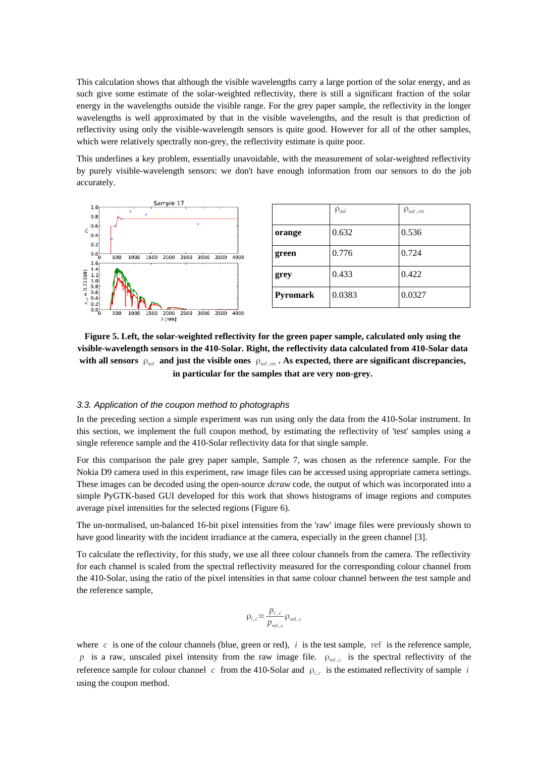This calculation shows that although the visible wavelengths carry a large portion of the solar energy, and as such give some estimate of the solar-weighted reflectivity, there is still a significant fraction of the solar energy in the wavelengths outside the visible range. For the grey paper sample, the reflectivity in the longer wavelengths is well approximated by that in the visible wavelengths, and the result is that prediction of reflectivity using only the visible-wavelength sensors is quite good. However for all of the other samples, which were relatively spectrally non-grey, the reflectivity estimate is quite poor.

This underlines a key problem, essentially unavoidable, with the measurement of solar-weighted reflectivity by purely visible-wavelength sensors: we don't have enough information from our sensors to do the job accurately.

| | $\rho_{sol}$ | $\rho_{sol,vis}$ |
|---|---|---|
| **orange** | 0.632 | 0.536 |
| **green** | 0.776 | 0.724 |
| **grey** | 0.433 | 0.422 |
| **Pyromark** | 0.0383 | 0.0327 |

**Figure 5. Left, the solar-weighted reflectivity for the green paper sample, calculated only using the visible-wavelength sensors in the 410-Solar. Right, the reflectivity data calculated from 410-Solar data with all sensors $\rho_{sol}$ and just the visible ones $\rho_{sol,vis}$. As expected, there are significant discrepancies, in particular for the samples that are very non-grey.**

### *3.3. Application of the coupon method to photographs*

In the preceding section a simple experiment was run using only the data from the 410-Solar instrument. In this section, we implement the full coupon method, by estimating the reflectivity of 'test' samples using a single reference sample and the 410-Solar reflectivity data for that single sample.

For this comparison the pale grey paper sample, Sample 7, was chosen as the reference sample. For the Nokia D9 camera used in this experiment, raw image files can be accessed using appropriate camera settings. These images can be decoded using the open-source *dcraw* code, the output of which was incorporated into a simple PyGTK-based GUI developed for this work that shows histograms of image regions and computes average pixel intensities for the selected regions (Figure 6).

The un-normalised, un-balanced 16-bit pixel intensities from the 'raw' image files were previously shown to have good linearity with the incident irradiance at the camera, especially in the green channel [3].

To calculate the reflectivity, for this study, we use all three colour channels from the camera. The reflectivity for each channel is scaled from the spectral reflectivity measured for the corresponding colour channel from the 410-Solar, using the ratio of the pixel intensities in that same colour channel between the test sample and the reference sample,

$$\rho_{i,c} = \frac{p_{i,c}}{p_{\mathrm{ref},c}} \rho_{\mathrm{ref},c}$$

where $c$ is one of the colour channels (blue, green or red), $i$ is the test sample, $\mathrm{ref}$ is the reference sample, $p$ is a raw, unscaled pixel intensity from the raw image file. $\rho_{\mathrm{ref},c}$ is the spectral reflectivity of the reference sample for colour channel $c$ from the 410-Solar and $\rho_{i,c}$ is the estimated reflectivity of sample $i$ using the coupon method.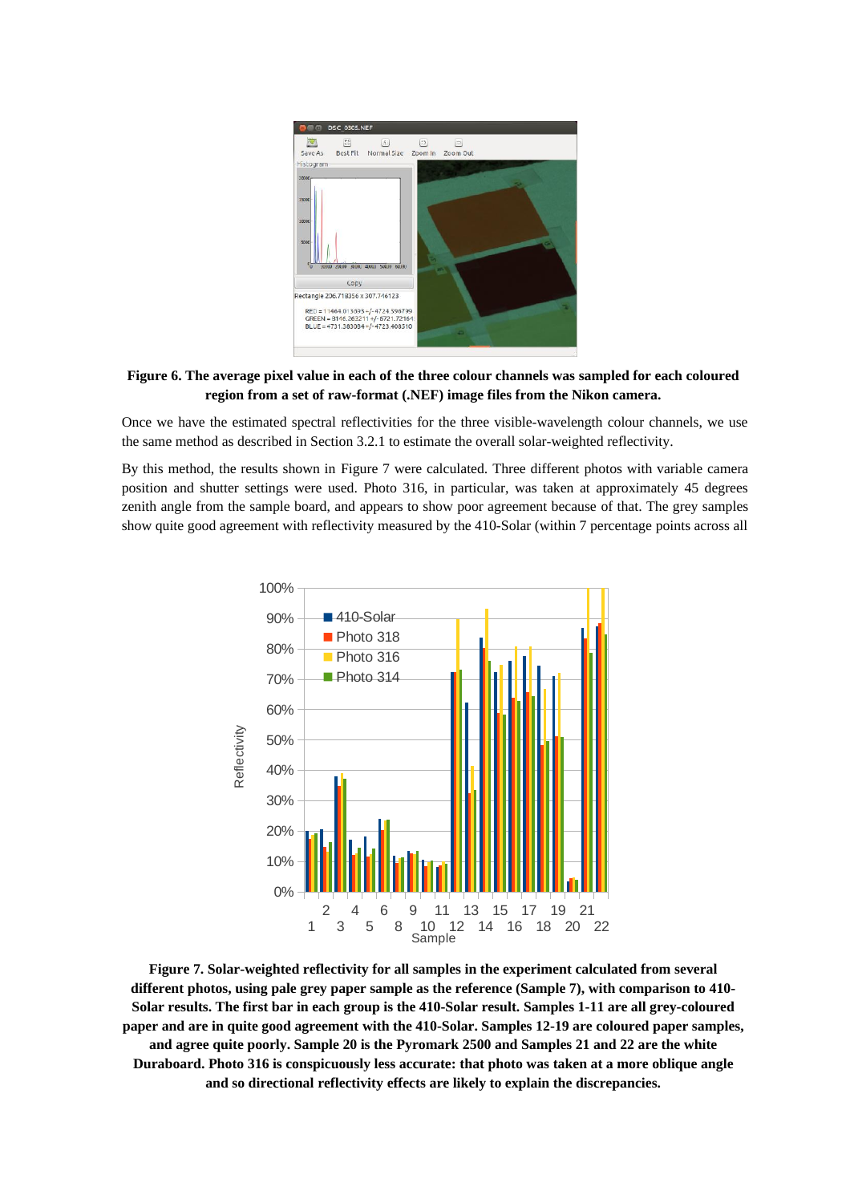**Figure 6. The average pixel value in each of the three colour channels was sampled for each coloured region from a set of raw-format (.NEF) image files from the Nikon camera.**

Once we have the estimated spectral reflectivities for the three visible-wavelength colour channels, we use the same method as described in Section 3.2.1 to estimate the overall solar-weighted reflectivity.

By this method, the results shown in Figure 7 were calculated. Three different photos with variable camera position and shutter settings were used. Photo 316, in particular, was taken at approximately 45 degrees zenith angle from the sample board, and appears to show poor agreement because of that. The grey samples show quite good agreement with reflectivity measured by the 410-Solar (within 7 percentage points across all

**Figure 7. Solar-weighted reflectivity for all samples in the experiment calculated from several different photos, using pale grey paper sample as the reference (Sample 7), with comparison to 410-Solar results. The first bar in each group is the 410-Solar result. Samples 1-11 are all grey-coloured paper and are in quite good agreement with the 410-Solar. Samples 12-19 are coloured paper samples, and agree quite poorly. Sample 20 is the Pyromark 2500 and Samples 21 and 22 are the white Duraboard. Photo 316 is conspicuously less accurate: that photo was taken at a more oblique angle and so directional reflectivity effects are likely to explain the discrepancies.**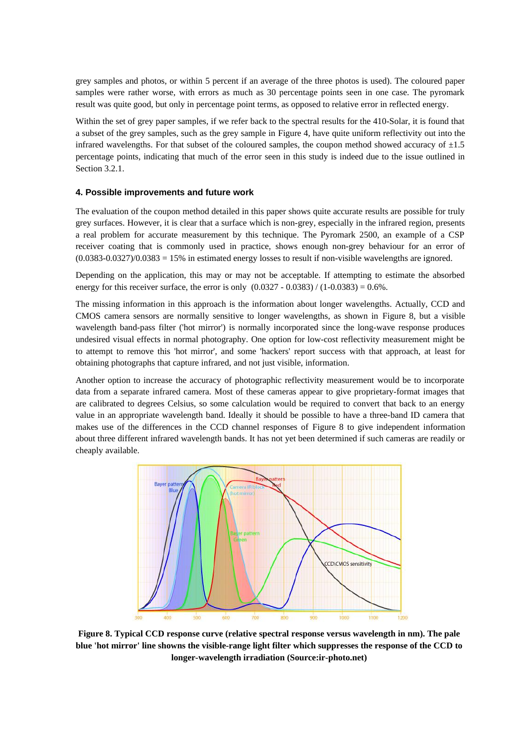grey samples and photos, or within 5 percent if an average of the three photos is used). The coloured paper samples were rather worse, with errors as much as 30 percentage points seen in one case. The pyromark result was quite good, but only in percentage point terms, as opposed to relative error in reflected energy.

Within the set of grey paper samples, if we refer back to the spectral results for the 410-Solar, it is found that a subset of the grey samples, such as the grey sample in Figure 4, have quite uniform reflectivity out into the infrared wavelengths. For that subset of the coloured samples, the coupon method showed accuracy of ±1.5 percentage points, indicating that much of the error seen in this study is indeed due to the issue outlined in Section 3.2.1.

#### 4. Possible improvements and future work

The evaluation of the coupon method detailed in this paper shows quite accurate results are possible for truly grey surfaces. However, it is clear that a surface which is non-grey, especially in the infrared region, presents a real problem for accurate measurement by this technique. The Pyromark 2500, an example of a CSP receiver coating that is commonly used in practice, shows enough non-grey behaviour for an error of $(0.0383\text{-}0.0327)/0.0383 = 15\%$ in estimated energy losses to result if non-visible wavelengths are ignored.

Depending on the application, this may or may not be acceptable. If attempting to estimate the absorbed energy for this receiver surface, the error is only $(0.0327 - 0.0383) / (1\text{-}0.0383) = 0.6\%$.

The missing information in this approach is the information about longer wavelengths. Actually, CCD and CMOS camera sensors are normally sensitive to longer wavelengths, as shown in Figure 8, but a visible wavelength band-pass filter ('hot mirror') is normally incorporated since the long-wave response produces undesired visual effects in normal photography. One option for low-cost reflectivity measurement might be to attempt to remove this 'hot mirror', and some 'hackers' report success with that approach, at least for obtaining photographs that capture infrared, and not just visible, information.

Another option to increase the accuracy of photographic reflectivity measurement would be to incorporate data from a separate infrared camera. Most of these cameras appear to give proprietary-format images that are calibrated to degrees Celsius, so some calculation would be required to convert that back to an energy value in an appropriate wavelength band. Ideally it should be possible to have a three-band ID camera that makes use of the differences in the CCD channel responses of Figure 8 to give independent information about three different infrared wavelength bands. It has not yet been determined if such cameras are readily or cheaply available.

**Figure 8. Typical CCD response curve (relative spectral response versus wavelength in nm). The pale blue 'hot mirror' line showns the visible-range light filter which suppresses the response of the CCD to longer-wavelength irradiation (Source:ir-photo.net)**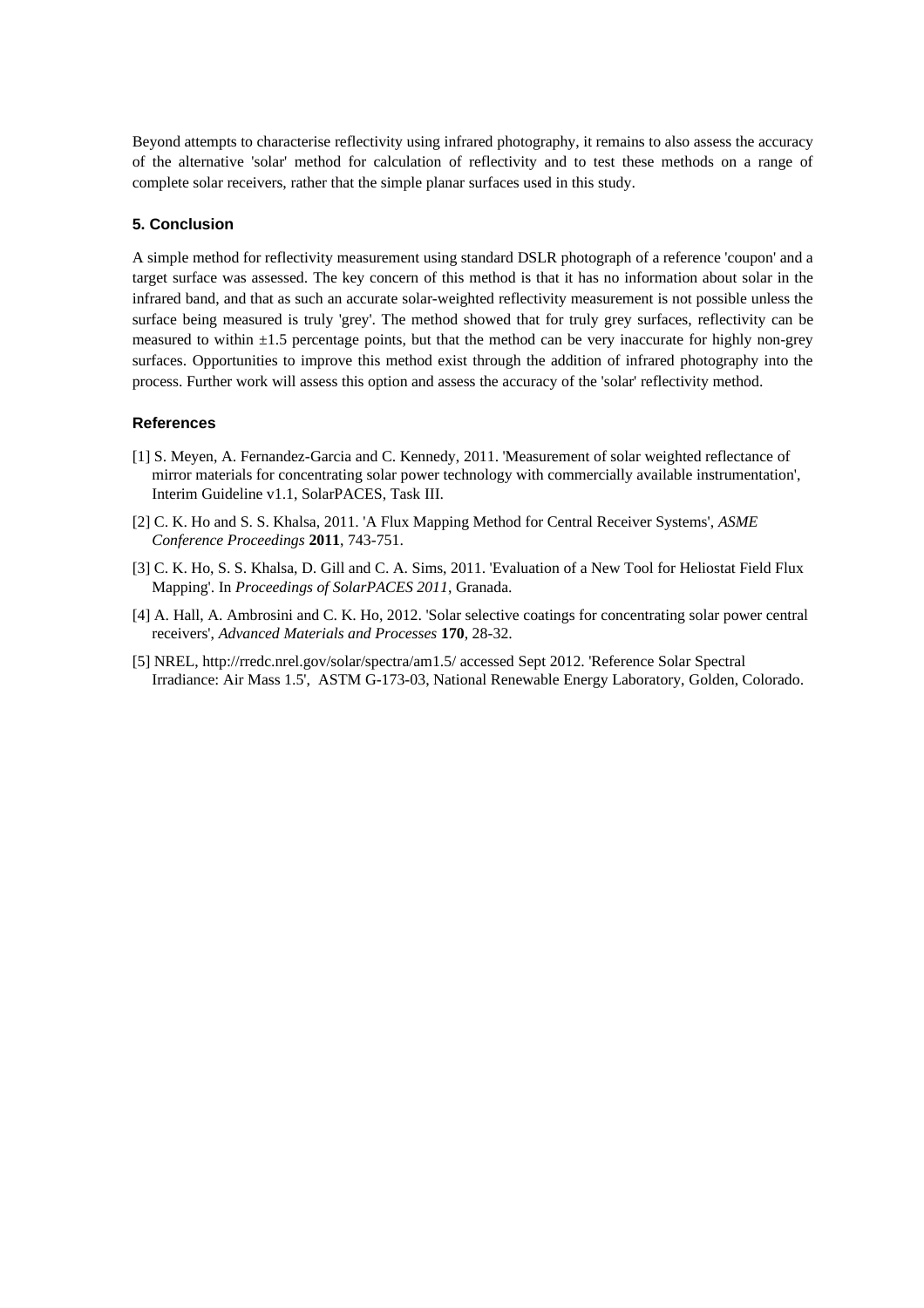Beyond attempts to characterise reflectivity using infrared photography, it remains to also assess the accuracy of the alternative 'solar' method for calculation of reflectivity and to test these methods on a range of complete solar receivers, rather that the simple planar surfaces used in this study.

## 5. Conclusion

A simple method for reflectivity measurement using standard DSLR photograph of a reference 'coupon' and a target surface was assessed. The key concern of this method is that it has no information about solar in the infrared band, and that as such an accurate solar-weighted reflectivity measurement is not possible unless the surface being measured is truly 'grey'. The method showed that for truly grey surfaces, reflectivity can be measured to within ±1.5 percentage points, but that the method can be very inaccurate for highly non-grey surfaces. Opportunities to improve this method exist through the addition of infrared photography into the process. Further work will assess this option and assess the accuracy of the 'solar' reflectivity method.

## References

[1] S. Meyen, A. Fernandez-Garcia and C. Kennedy, 2011. 'Measurement of solar weighted reflectance of mirror materials for concentrating solar power technology with commercially available instrumentation', Interim Guideline v1.1, SolarPACES, Task III.

[2] C. K. Ho and S. S. Khalsa, 2011. 'A Flux Mapping Method for Central Receiver Systems', *ASME Conference Proceedings* **2011**, 743-751.

[3] C. K. Ho, S. S. Khalsa, D. Gill and C. A. Sims, 2011. 'Evaluation of a New Tool for Heliostat Field Flux Mapping'. In *Proceedings of SolarPACES 2011*, Granada.

[4] A. Hall, A. Ambrosini and C. K. Ho, 2012. 'Solar selective coatings for concentrating solar power central receivers', *Advanced Materials and Processes* **170**, 28-32.

[5] NREL, http://rredc.nrel.gov/solar/spectra/am1.5/ accessed Sept 2012. 'Reference Solar Spectral Irradiance: Air Mass 1.5', ASTM G-173-03, National Renewable Energy Laboratory, Golden, Colorado.